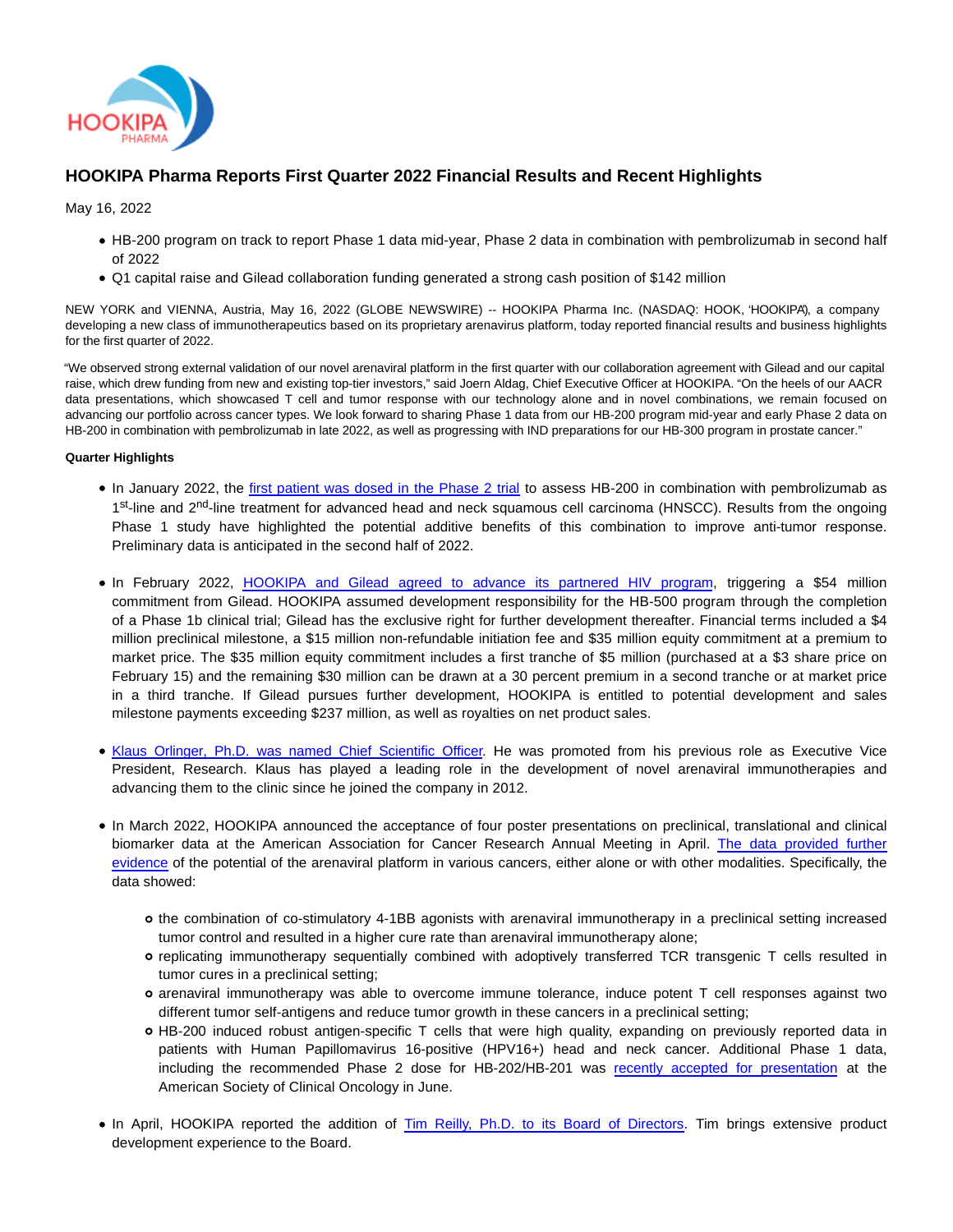# HOOKIPA Pharma Reports First Quarter 2022 Financial Results and Recent Highlights

May 16, 2022

- HB-200 program on track to report Phase 1 data mid-year, Phase 2 data in combination with pembrolizumab in second half of 2022
- Q1 capital raise and Gilead collaboration funding generated a strong cash position of $142 million

NEW YORK and VIENNA, Austria, May 16, 2022 (GLOBE NEWSWIRE) -- HOOKIPA Pharma Inc. (NASDAQ: HOOK, 'HOOKIPA'), a company developing a new class of immunotherapeutics based on its proprietary arenavirus platform, today reported financial results and business highlights for the first quarter of 2022.

"We observed strong external validation of our novel arenaviral platform in the first quarter with our collaboration agreement with Gilead and our capital raise, which drew funding from new and existing top-tier investors," said Joern Aldag, Chief Executive Officer at HOOKIPA. "On the heels of our AACR data presentations, which showcased T cell and tumor response with our technology alone and in novel combinations, we remain focused on advancing our portfolio across cancer types. We look forward to sharing Phase 1 data from our HB-200 program mid-year and early Phase 2 data on HB-200 in combination with pembrolizumab in late 2022, as well as progressing with IND preparations for our HB-300 program in prostate cancer."

**Quarter Highlights**

- In January 2022, the first patient was dosed in the Phase 2 trial to assess HB-200 in combination with pembrolizumab as 1st-line and 2nd-line treatment for advanced head and neck squamous cell carcinoma (HNSCC). Results from the ongoing Phase 1 study have highlighted the potential additive benefits of this combination to improve anti-tumor response. Preliminary data is anticipated in the second half of 2022.

- In February 2022, HOOKIPA and Gilead agreed to advance its partnered HIV program, triggering a $54 million commitment from Gilead. HOOKIPA assumed development responsibility for the HB-500 program through the completion of a Phase 1b clinical trial; Gilead has the exclusive right for further development thereafter. Financial terms included a $4 million preclinical milestone, a $15 million non-refundable initiation fee and $35 million equity commitment at a premium to market price. The $35 million equity commitment includes a first tranche of $5 million (purchased at a $3 share price on February 15) and the remaining $30 million can be drawn at a 30 percent premium in a second tranche or at market price in a third tranche. If Gilead pursues further development, HOOKIPA is entitled to potential development and sales milestone payments exceeding $237 million, as well as royalties on net product sales.

- Klaus Orlinger, Ph.D. was named Chief Scientific Officer. He was promoted from his previous role as Executive Vice President, Research. Klaus has played a leading role in the development of novel arenaviral immunotherapies and advancing them to the clinic since he joined the company in 2012.

- In March 2022, HOOKIPA announced the acceptance of four poster presentations on preclinical, translational and clinical biomarker data at the American Association for Cancer Research Annual Meeting in April. The data provided further evidence of the potential of the arenaviral platform in various cancers, either alone or with other modalities. Specifically, the data showed:
  - the combination of co-stimulatory 4-1BB agonists with arenaviral immunotherapy in a preclinical setting increased tumor control and resulted in a higher cure rate than arenaviral immunotherapy alone;
  - replicating immunotherapy sequentially combined with adoptively transferred TCR transgenic T cells resulted in tumor cures in a preclinical setting;
  - arenaviral immunotherapy was able to overcome immune tolerance, induce potent T cell responses against two different tumor self-antigens and reduce tumor growth in these cancers in a preclinical setting;
  - HB-200 induced robust antigen-specific T cells that were high quality, expanding on previously reported data in patients with Human Papillomavirus 16-positive (HPV16+) head and neck cancer. Additional Phase 1 data, including the recommended Phase 2 dose for HB-202/HB-201 was recently accepted for presentation at the American Society of Clinical Oncology in June.

- In April, HOOKIPA reported the addition of Tim Reilly, Ph.D. to its Board of Directors. Tim brings extensive product development experience to the Board.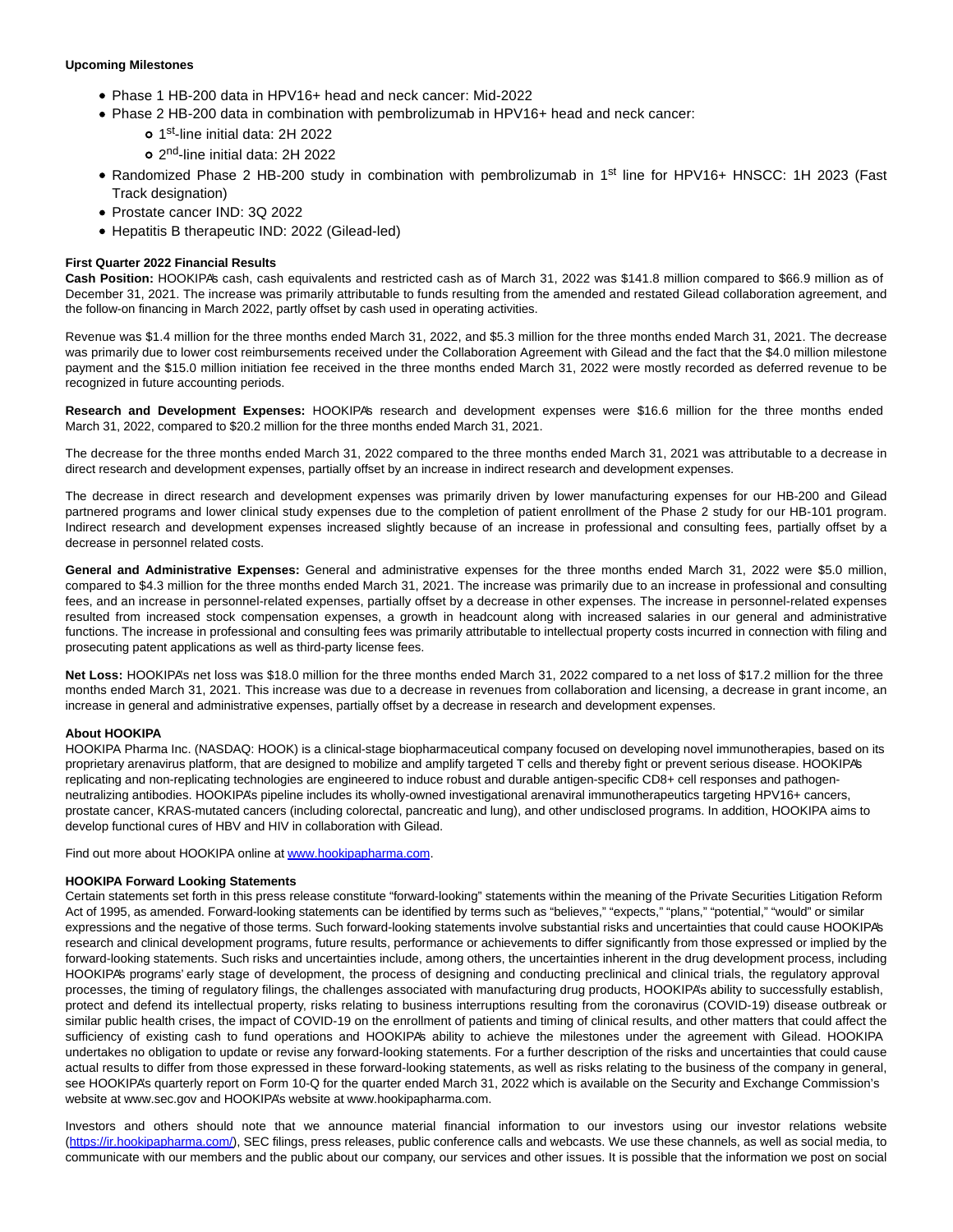**Upcoming Milestones**

- Phase 1 HB-200 data in HPV16+ head and neck cancer: Mid-2022
- Phase 2 HB-200 data in combination with pembrolizumab in HPV16+ head and neck cancer:
  - 1st-line initial data: 2H 2022
  - 2nd-line initial data: 2H 2022
- Randomized Phase 2 HB-200 study in combination with pembrolizumab in 1st line for HPV16+ HNSCC: 1H 2023 (Fast Track designation)
- Prostate cancer IND: 3Q 2022
- Hepatitis B therapeutic IND: 2022 (Gilead-led)

**First Quarter 2022 Financial Results**

**Cash Position:** HOOKIPA's cash, cash equivalents and restricted cash as of March 31, 2022 was $141.8 million compared to $66.9 million as of December 31, 2021. The increase was primarily attributable to funds resulting from the amended and restated Gilead collaboration agreement, and the follow-on financing in March 2022, partly offset by cash used in operating activities.

Revenue was $1.4 million for the three months ended March 31, 2022, and $5.3 million for the three months ended March 31, 2021. The decrease was primarily due to lower cost reimbursements received under the Collaboration Agreement with Gilead and the fact that the $4.0 million milestone payment and the $15.0 million initiation fee received in the three months ended March 31, 2022 were mostly recorded as deferred revenue to be recognized in future accounting periods.

**Research and Development Expenses:** HOOKIPA's research and development expenses were $16.6 million for the three months ended March 31, 2022, compared to $20.2 million for the three months ended March 31, 2021.

The decrease for the three months ended March 31, 2022 compared to the three months ended March 31, 2021 was attributable to a decrease in direct research and development expenses, partially offset by an increase in indirect research and development expenses.

The decrease in direct research and development expenses was primarily driven by lower manufacturing expenses for our HB-200 and Gilead partnered programs and lower clinical study expenses due to the completion of patient enrollment of the Phase 2 study for our HB-101 program. Indirect research and development expenses increased slightly because of an increase in professional and consulting fees, partially offset by a decrease in personnel related costs.

**General and Administrative Expenses:** General and administrative expenses for the three months ended March 31, 2022 were $5.0 million, compared to $4.3 million for the three months ended March 31, 2021. The increase was primarily due to an increase in professional and consulting fees, and an increase in personnel-related expenses, partially offset by a decrease in other expenses. The increase in personnel-related expenses resulted from increased stock compensation expenses, a growth in headcount along with increased salaries in our general and administrative functions. The increase in professional and consulting fees was primarily attributable to intellectual property costs incurred in connection with filing and prosecuting patent applications as well as third-party license fees.

**Net Loss:** HOOKIPA's net loss was $18.0 million for the three months ended March 31, 2022 compared to a net loss of $17.2 million for the three months ended March 31, 2021. This increase was due to a decrease in revenues from collaboration and licensing, a decrease in grant income, an increase in general and administrative expenses, partially offset by a decrease in research and development expenses.

**About HOOKIPA**

HOOKIPA Pharma Inc. (NASDAQ: HOOK) is a clinical-stage biopharmaceutical company focused on developing novel immunotherapies, based on its proprietary arenavirus platform, that are designed to mobilize and amplify targeted T cells and thereby fight or prevent serious disease. HOOKIPA's replicating and non-replicating technologies are engineered to induce robust and durable antigen-specific CD8+ cell responses and pathogen-neutralizing antibodies. HOOKIPA's pipeline includes its wholly-owned investigational arenaviral immunotherapeutics targeting HPV16+ cancers, prostate cancer, KRAS-mutated cancers (including colorectal, pancreatic and lung), and other undisclosed programs. In addition, HOOKIPA aims to develop functional cures of HBV and HIV in collaboration with Gilead.

Find out more about HOOKIPA online at [www.hookipapharma.com](www.hookipapharma.com).

**HOOKIPA Forward Looking Statements**

Certain statements set forth in this press release constitute "forward-looking" statements within the meaning of the Private Securities Litigation Reform Act of 1995, as amended. Forward-looking statements can be identified by terms such as "believes," "expects," "plans," "potential," "would" or similar expressions and the negative of those terms. Such forward-looking statements involve substantial risks and uncertainties that could cause HOOKIPA's research and clinical development programs, future results, performance or achievements to differ significantly from those expressed or implied by the forward-looking statements. Such risks and uncertainties include, among others, the uncertainties inherent in the drug development process, including HOOKIPA's programs' early stage of development, the process of designing and conducting preclinical and clinical trials, the regulatory approval processes, the timing of regulatory filings, the challenges associated with manufacturing drug products, HOOKIPA's ability to successfully establish, protect and defend its intellectual property, risks relating to business interruptions resulting from the coronavirus (COVID-19) disease outbreak or similar public health crises, the impact of COVID-19 on the enrollment of patients and timing of clinical results, and other matters that could affect the sufficiency of existing cash to fund operations and HOOKIPA's ability to achieve the milestones under the agreement with Gilead. HOOKIPA undertakes no obligation to update or revise any forward-looking statements. For a further description of the risks and uncertainties that could cause actual results to differ from those expressed in these forward-looking statements, as well as risks relating to the business of the company in general, see HOOKIPA's quarterly report on Form 10-Q for the quarter ended March 31, 2022 which is available on the Security and Exchange Commission's website at www.sec.gov and HOOKIPA's website at www.hookipapharma.com.

Investors and others should note that we announce material financial information to our investors using our investor relations website ([https://ir.hookipapharma.com/](https://ir.hookipapharma.com/)), SEC filings, press releases, public conference calls and webcasts. We use these channels, as well as social media, to communicate with our members and the public about our company, our services and other issues. It is possible that the information we post on social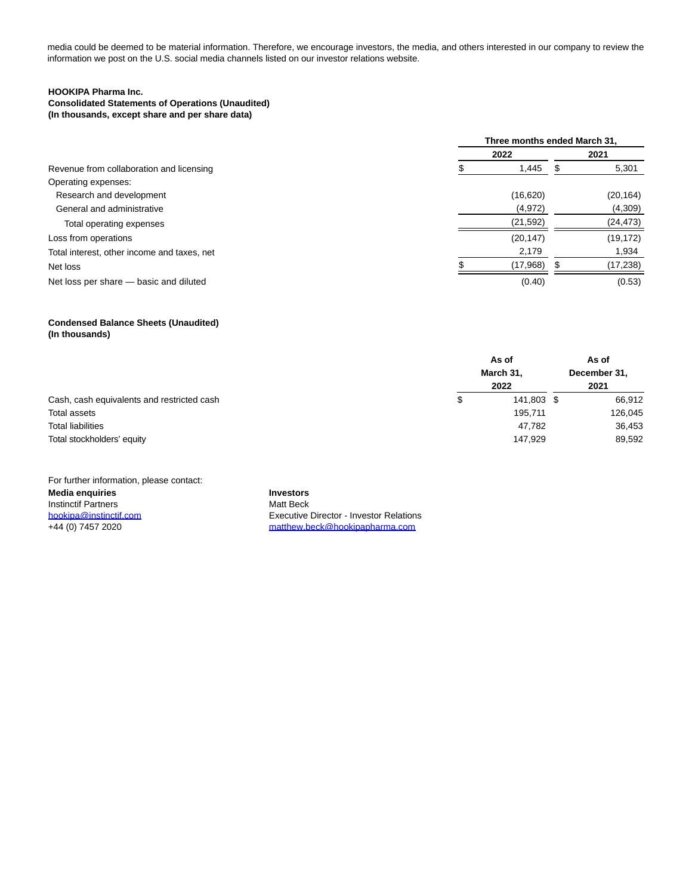media could be deemed to be material information. Therefore, we encourage investors, the media, and others interested in our company to review the information we post on the U.S. social media channels listed on our investor relations website.

**HOOKIPA Pharma Inc.**
**Consolidated Statements of Operations (Unaudited)**
**(In thousands, except share and per share data)**

| | Three months ended March 31, | |
|---|---|---|
| | 2022 | 2021 |
| Revenue from collaboration and licensing | $ 1,445 | $ 5,301 |
| Operating expenses: | | |
| Research and development | (16,620) | (20,164) |
| General and administrative | (4,972) | (4,309) |
| Total operating expenses | (21,592) | (24,473) |
| Loss from operations | (20,147) | (19,172) |
| Total interest, other income and taxes, net | 2,179 | 1,934 |
| Net loss | $ (17,968) | $ (17,238) |
| Net loss per share — basic and diluted | (0.40) | (0.53) |

**Condensed Balance Sheets (Unaudited)**
**(In thousands)**

| | As of March 31, 2022 | As of December 31, 2021 |
|---|---|---|
| Cash, cash equivalents and restricted cash | $ 141,803 | $ 66,912 |
| Total assets | 195,711 | 126,045 |
| Total liabilities | 47,782 | 36,453 |
| Total stockholders' equity | 147,929 | 89,592 |

For further information, please contact:

**Media enquiries**
Instinctif Partners
hookipa@instinctif.com
+44 (0) 7457 2020

**Investors**
Matt Beck
Executive Director - Investor Relations
matthew.beck@hookipapharma.com